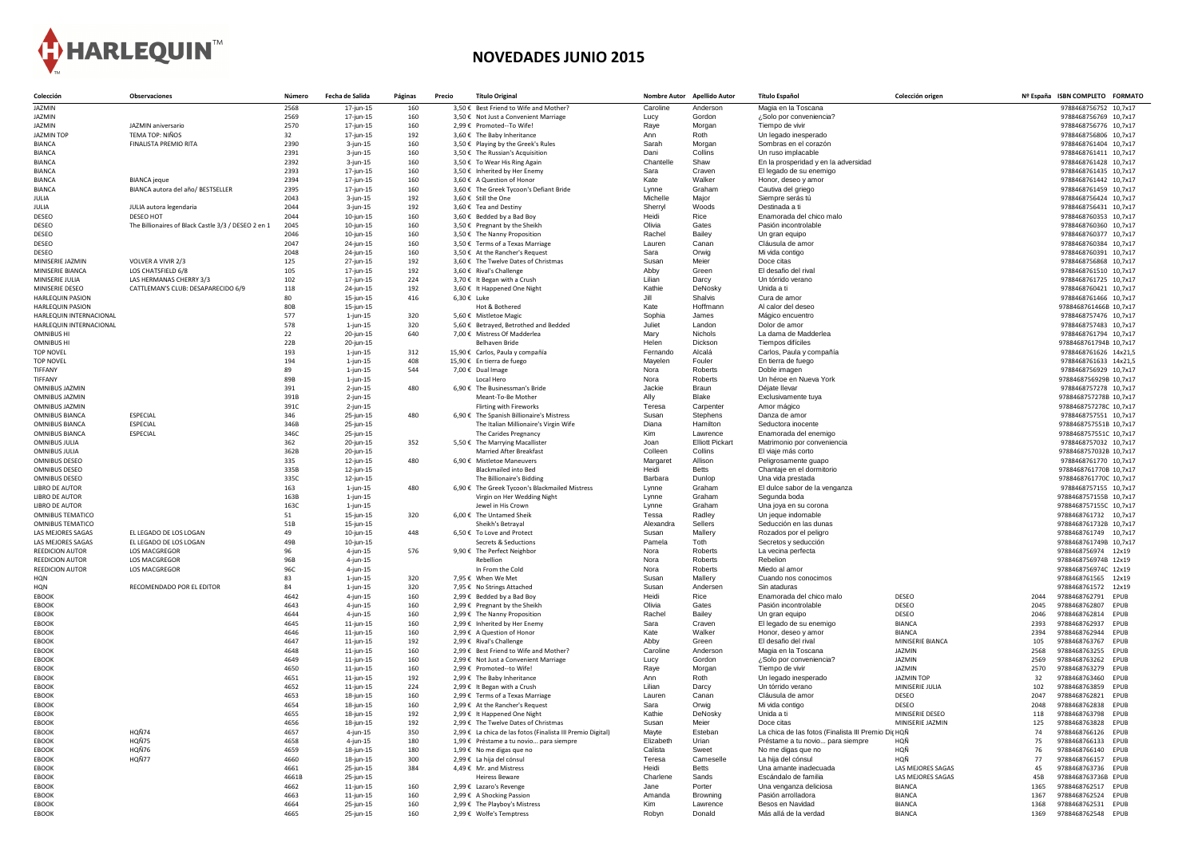HARLEQUIN™

# NOVEDADES JUNIO 2015

| Colección | Observaciones | Número | Fecha de Salida | Páginas | Precio | Título Original | Nombre Autor | Apellido Autor | Título Español | Colección origen | Nº España | ISBN COMPLETO | FORMATO |
|---|---|---|---|---|---|---|---|---|---|---|---|---|---|
| JAZMIN | | 2568 | 17-jun-15 | 160 | 3,50 € | Best Friend to Wife and Mother? | Caroline | Anderson | Magia en la Toscana | | | 9788468756752 | 10,7x17 |
| JAZMIN | | 2569 | 17-jun-15 | 160 | 3,50 € | Not Just a Convenient Marriage | Lucy | Gordon | ¿Solo por conveniencia? | | | 9788468756769 | 10,7x17 |
| JAZMIN | JAZMIN aniversario | 2570 | 17-jun-15 | 160 | 2,99 € | Promoted--To Wife! | Raye | Morgan | Tiempo de vivir | | | 9788468756776 | 10,7x17 |
| JAZMIN TOP | TEMA TOP: NIÑOS | 32 | 17-jun-15 | 192 | 3,60 € | The Baby Inheritance | Ann | Roth | Un legado inesperado | | | 9788468756806 | 10,7x17 |
| BIANCA | FINALISTA PREMIO RITA | 2390 | 3-jun-15 | 160 | 3,50 € | Playing by the Greek's Rules | Sarah | Morgan | Sombras en el corazón | | | 9788468761404 | 10,7x17 |
| BIANCA | | 2391 | 3-jun-15 | 160 | 3,50 € | The Russian's Acquisition | Dani | Collins | Un ruso implacable | | | 9788468761411 | 10,7x17 |
| BIANCA | | 2392 | 3-jun-15 | 160 | 3,50 € | To Wear His Ring Again | Chantelle | Shaw | En la prosperidad y en la adversidad | | | 9788468761428 | 10,7x17 |
| BIANCA | | 2393 | 17-jun-15 | 160 | 3,50 € | Inherited by Her Enemy | Sara | Craven | El legado de su enemigo | | | 9788468761435 | 10,7x17 |
| BIANCA | BIANCA jeque | 2394 | 17-jun-15 | 160 | 3,60 € | A Question of Honor | Kate | Walker | Honor, deseo y amor | | | 9788468761442 | 10,7x17 |
| BIANCA | BIANCA autora del año/ BESTSELLER | 2395 | 17-jun-15 | 160 | 3,60 € | The Greek Tycoon's Defiant Bride | Lynne | Graham | Cautiva del griego | | | 9788468761459 | 10,7x17 |
| JULIA | | 2043 | 3-jun-15 | 192 | 3,60 € | Still the One | Michelle | Major | Siempre serás tú | | | 9788468756424 | 10,7x17 |
| JULIA | JULIA autora legendaria | 2044 | 3-jun-15 | 192 | 3,60 € | Tea and Destiny | Sherryl | Woods | Destinada a ti | | | 9788468756431 | 10,7x17 |
| DESEO | DESEO HOT | 2044 | 10-jun-15 | 160 | 3,60 € | Bedded by a Bad Boy | Heidi | Rice | Enamorada del chico malo | | | 9788468760353 | 10,7x17 |
| DESEO | The Billionaires of Black Castle 3/3 / DESEO 2 en 1 | 2045 | 10-jun-15 | 160 | 3,50 € | Pregnant by the Sheikh | Olivia | Gates | Pasión incontrolable | | | 9788468760360 | 10,7x17 |
| DESEO | | 2046 | 10-jun-15 | 160 | 3,50 € | The Nanny Proposition | Rachel | Bailey | Un gran equipo | | | 9788468760377 | 10,7x17 |
| DESEO | | 2047 | 24-jun-15 | 160 | 3,50 € | Terms of a Texas Marriage | Lauren | Canan | Cláusula de amor | | | 9788468760384 | 10,7x17 |
| DESEO | | 2048 | 24-jun-15 | 160 | 3,50 € | At the Rancher's Request | Sara | Orwig | Mi vida contigo | | | 9788468760391 | 10,7x17 |
| MINISERIE JAZMIN | VOLVER A VIVIR 2/3 | 125 | 27-jun-15 | 192 | 3,60 € | The Twelve Dates of Christmas | Susan | Meier | Doce citas | | | 9788468756868 | 10,7x17 |
| MINISERIE BIANCA | LOS CHATSFIELD 6/8 | 105 | 17-jun-15 | 192 | 3,60 € | Rival's Challenge | Abby | Green | El desafío del rival | | | 9788468761510 | 10,7x17 |
| MINISERIE JULIA | LAS HERMANAS CHERRY 3/3 | 102 | 17-jun-15 | 224 | 3,70 € | It Began with a Crush | Lilian | Darcy | Un tórrido verano | | | 9788468761725 | 10,7x17 |
| MINISERIE DESEO | CATTLEMAN'S CLUB: DESAPARECIDO 6/9 | 118 | 24-jun-15 | 192 | 3,60 € | It Happened One Night | Kathie | DeNosky | Unida a ti | | | 9788468760421 | 10,7x17 |
| HARLEQUIN PASION | | 80 | 15-jun-15 | 416 | 6,30 € | Luke | Jill | Shalvis | Cura de amor | | | 9788468761466 | 10,7x17 |
| HARLEQUIN PASION | | 80B | 15-jun-15 | | | Hot & Bothered | Kate | Hoffmann | Al calor del deseo | | | 9788468761466B | 10,7x17 |
| HARLEQUIN INTERNACIONAL | | 577 | 1-jun-15 | 320 | 5,60 € | Mistletoe Magic | Sophia | James | Mágico encuentro | | | 9788468757476 | 10,7x17 |
| HARLEQUIN INTERNACIONAL | | 578 | 1-jun-15 | 320 | 5,60 € | Betrayed, Betrothed and Bedded | Juliet | Landon | Dolor de amor | | | 9788468757483 | 10,7x17 |
| OMNIBUS HI | | 22 | 20-jun-15 | 640 | 7,00 € | Mistress Of Madderlea | Mary | Nichols | La dama de Madderlea | | | 9788468761794 | 10,7x17 |
| OMNIBUS HI | | 22B | 20-jun-15 | | | Belhaven Bride | Helen | Dickson | Tiempos difíciles | | | 9788468761794B | 10,7x17 |
| TOP NOVEL | | 193 | 1-jun-15 | 312 | 15,90 € | Carlos, Paula y compañía | Fernando | Alcalá | Carlos, Paula y compañía | | | 9788468761626 | 14x21,5 |
| TOP NOVEL | | 194 | 1-jun-15 | 408 | 15,90 € | En tierra de fuego | Mayelen | Fouler | En tierra de fuego | | | 9788468761633 | 14x21,5 |
| TIFFANY | | 89 | 1-jun-15 | 544 | 7,00 € | Dual Image | Nora | Roberts | Doble imagen | | | 9788468756929 | 10,7x17 |
| TIFFANY | | 89B | 1-jun-15 | | | Local Hero | Nora | Roberts | Un héroe en Nueva York | | | 9788468756929B | 10,7x17 |
| OMNIBUS JAZMIN | | 391 | 2-jun-15 | 480 | 6,90 € | The Businessman's Bride | Jackie | Braun | Déjate llevar | | | 9788468757278 | 10,7x17 |
| OMNIBUS JAZMIN | | 391B | 2-jun-15 | | | Meant-To-Be Mother | Ally | Blake | Exclusivamente tuya | | | 9788468757278B | 10,7x17 |
| OMNIBUS JAZMIN | | 391C | 2-jun-15 | | | Flirting with Fireworks | Teresa | Carpenter | Amor mágico | | | 9788468757278C | 10,7x17 |
| OMNIBUS BIANCA | ESPECIAL | 346 | 25-jun-15 | 480 | 6,90 € | The Spanish Billionaire's Mistress | Susan | Stephens | Danza de amor | | | 9788468757551 | 10,7x17 |
| OMNIBUS BIANCA | ESPECIAL | 346B | 25-jun-15 | | | The Italian Millionaire's Virgin Wife | Diana | Hamilton | Seductora inocente | | | 9788468757551B | 10,7x17 |
| OMNIBUS BIANCA | ESPECIAL | 346C | 25-jun-15 | | | The Carides Pregnancy | Kim | Lawrence | Enamorada del enemigo | | | 9788468757551C | 10,7x17 |
| OMNIBUS JULIA | | 362 | 20-jun-15 | 352 | 5,50 € | The Marrying Macallister | Joan | Elliott Pickart | Matrimonio por conveniencia | | | 9788468757032 | 10,7x17 |
| OMNIBUS JULIA | | 362B | 20-jun-15 | | | Married After Breakfast | Colleen | Collins | El viaje más corto | | | 9788468757032B | 10,7x17 |
| OMNIBUS DESEO | | 335 | 12-jun-15 | 480 | 6,90 € | Mistletoe Maneuvers | Margaret | Allison | Peligrosamente guapo | | | 9788468761770 | 10,7x17 |
| OMNIBUS DESEO | | 335B | 12-jun-15 | | | Blackmailed into Bed | Heidi | Betts | Chantaje en el dormitorio | | | 9788468761770B | 10,7x17 |
| OMNIBUS DESEO | | 335C | 12-jun-15 | | | The Billionaire's Bidding | Barbara | Dunlop | Una vida prestada | | | 9788468761770C | 10,7x17 |
| LIBRO DE AUTOR | | 163 | 1-jun-15 | 480 | 6,90 € | The Greek Tycoon's Blackmailed Mistress | Lynne | Graham | El dulce sabor de la venganza | | | 9788468757155 | 10,7x17 |
| LIBRO DE AUTOR | | 163B | 1-jun-15 | | | Virgin on Her Wedding Night | Lynne | Graham | Segunda boda | | | 9788468757155B | 10,7x17 |
| LIBRO DE AUTOR | | 163C | 1-jun-15 | | | Jewel in His Crown | Lynne | Graham | Una joya en su corona | | | 9788468757155C | 10,7x17 |
| OMNIBUS TEMATICO | | 51 | 15-jun-15 | 320 | 6,00 € | The Untamed Sheik | Tessa | Radley | Un jeque indomable | | | 9788468761732 | 10,7x17 |
| OMNIBUS TEMATICO | | 51B | 15-jun-15 | | | Sheikh's Betrayal | Alexandra | Sellers | Seducción en las dunas | | | 9788468761732B | 10,7x17 |
| LAS MEJORES SAGAS | EL LEGADO DE LOS LOGAN | 49 | 10-jun-15 | 448 | 6,50 € | To Love and Protect | Susan | Mallery | Rozados por el peligro | | | 9788468761749 | 10,7x17 |
| LAS MEJORES SAGAS | EL LEGADO DE LOS LOGAN | 49B | 10-jun-15 | | | Secrets & Seductions | Pamela | Toth | Secretos y seducción | | | 9788468761749B | 10,7x17 |
| REEDICION AUTOR | LOS MACGREGOR | 96 | 4-jun-15 | 576 | 9,90 € | The Perfect Neighbor | Nora | Roberts | La vecina perfecta | | | 9788468756974 | 12x19 |
| REEDICION AUTOR | LOS MACGREGOR | 96B | 4-jun-15 | | | Rebellion | Nora | Roberts | Rebelión | | | 9788468756974B | 12x19 |
| REEDICION AUTOR | LOS MACGREGOR | 96C | 4-jun-15 | | | In From the Cold | Nora | Roberts | Miedo al amor | | | 9788468756974C | 12x19 |
| HQN | | 83 | 1-jun-15 | 320 | 7,95 € | When We Met | Susan | Mallery | Cuando nos conocimos | | | 9788468761565 | 12x19 |
| HQN | RECOMENDADO POR EL EDITOR | 84 | 1-jun-15 | 320 | 7,95 € | No Strings Attached | Susan | Andersen | Sin ataduras | | | 9788468761572 | 12x19 |
| EBOOK | | 4642 | 4-jun-15 | 160 | 2,99 € | Bedded by a Bad Boy | Heidi | Rice | Enamorada del chico malo | DESEO | 2044 | 9788468762791 | EPUB |
| EBOOK | | 4643 | 4-jun-15 | 160 | 2,99 € | Pregnant by the Sheikh | Olivia | Gates | Pasión incontrolable | DESEO | 2045 | 9788468762807 | EPUB |
| EBOOK | | 4644 | 4-jun-15 | 160 | 2,99 € | The Nanny Proposition | Rachel | Bailey | Un gran equipo | DESEO | 2046 | 9788468762814 | EPUB |
| EBOOK | | 4645 | 11-jun-15 | 160 | 2,99 € | Inherited by Her Enemy | Sara | Craven | El legado de su enemigo | BIANCA | 2393 | 9788468762937 | EPUB |
| EBOOK | | 4646 | 11-jun-15 | 160 | 2,99 € | A Question of Honor | Kate | Walker | Honor, deseo y amor | BIANCA | 2394 | 9788468762944 | EPUB |
| EBOOK | | 4647 | 11-jun-15 | 192 | 2,99 € | Rival's Challenge | Abby | Green | El desafío del rival | MINISERIE BIANCA | 105 | 9788468763767 | EPUB |
| EBOOK | | 4648 | 11-jun-15 | 160 | 2,99 € | Best Friend to Wife and Mother? | Caroline | Anderson | Magia en la Toscana | JAZMIN | 2568 | 9788468763255 | EPUB |
| EBOOK | | 4649 | 11-jun-15 | 160 | 2,99 € | Not Just a Convenient Marriage | Lucy | Gordon | ¿Solo por conveniencia? | JAZMIN | 2569 | 9788468763262 | EPUB |
| EBOOK | | 4650 | 11-jun-15 | 160 | 2,99 € | Promoted--to Wife! | Raye | Morgan | Tiempo de vivir | JAZMIN | 2570 | 9788468763279 | EPUB |
| EBOOK | | 4651 | 11-jun-15 | 192 | 2,99 € | The Baby Inheritance | Ann | Roth | Un legado inesperado | JAZMIN TOP | 32 | 9788468763460 | EPUB |
| EBOOK | | 4652 | 11-jun-15 | 224 | 2,99 € | It Began with a Crush | Lilian | Darcy | Un tórrido verano | MINISERIE JULIA | 102 | 9788468763859 | EPUB |
| EBOOK | | 4653 | 18-jun-15 | 160 | 2,99 € | Terms of a Texas Marriage | Lauren | Canan | Cláusula de amor | DESEO | 2047 | 9788468762821 | EPUB |
| EBOOK | | 4654 | 18-jun-15 | 160 | 2,99 € | At the Rancher's Request | Sara | Orwig | Mi vida contigo | DESEO | 2048 | 9788468762838 | EPUB |
| EBOOK | | 4655 | 18-jun-15 | 192 | 2,99 € | It Happened One Night | Kathie | DeNosky | Unida a ti | MINISERIE DESEO | 118 | 9788468763798 | EPUB |
| EBOOK | | 4656 | 18-jun-15 | 192 | 2,99 € | The Twelve Dates of Christmas | Susan | Meier | Doce citas | MINISERIE JAZMIN | 125 | 9788468763828 | EPUB |
| EBOOK | HQÑ74 | 4657 | 4-jun-15 | 350 | 2,99 € | La chica de las fotos (Finalista III Premio Digital) | Mayte | Esteban | La chica de las fotos (Finalista III Premio Dig | HQÑ | 74 | 9788468766126 | EPUB |
| EBOOK | HQÑ75 | 4658 | 4-jun-15 | 180 | 1,99 € | Préstame a tu novio... para siempre | Elizabeth | Urian | Préstame a tu novio... para siempre | HQÑ | 75 | 9788468766133 | EPUB |
| EBOOK | HQÑ76 | 4659 | 18-jun-15 | 180 | 1,99 € | No me digas que no | Calista | Sweet | No me digas que no | HQÑ | 76 | 9788468766140 | EPUB |
| EBOOK | HQÑ77 | 4660 | 18-jun-15 | 300 | 2,99 € | La hija del cónsul | Teresa | Cameselle | La hija del cónsul | HQÑ | 77 | 9788468766157 | EPUB |
| EBOOK | | 4661 | 25-jun-15 | 384 | 4,49 € | Mr. and Mistress | Heidi | Betts | Una amante inadecuada | LAS MEJORES SAGAS | 45 | 9788468763736 | EPUB |
| EBOOK | | 4661B | 25-jun-15 | | | Heiress Beware | Charlene | Sands | Escándalo de familia | LAS MEJORES SAGAS | 45B | 9788468763736B | EPUB |
| EBOOK | | 4662 | 11-jun-15 | 160 | 2,99 € | Lazaro's Revenge | Jane | Porter | Una venganza deliciosa | BIANCA | 1365 | 9788468762517 | EPUB |
| EBOOK | | 4663 | 11-jun-15 | 160 | 2,99 € | A Shocking Passion | Amanda | Browning | Pasión arrolladora | BIANCA | 1367 | 9788468762524 | EPUB |
| EBOOK | | 4664 | 25-jun-15 | 160 | 2,99 € | The Playboy's Mistress | Kim | Lawrence | Besos en Navidad | BIANCA | 1368 | 9788468762531 | EPUB |
| EBOOK | | 4665 | 25-jun-15 | 160 | 2,99 € | Wolfe's Temptress | Robyn | Donald | Más allá de la verdad | BIANCA | 1369 | 9788468762548 | EPUB |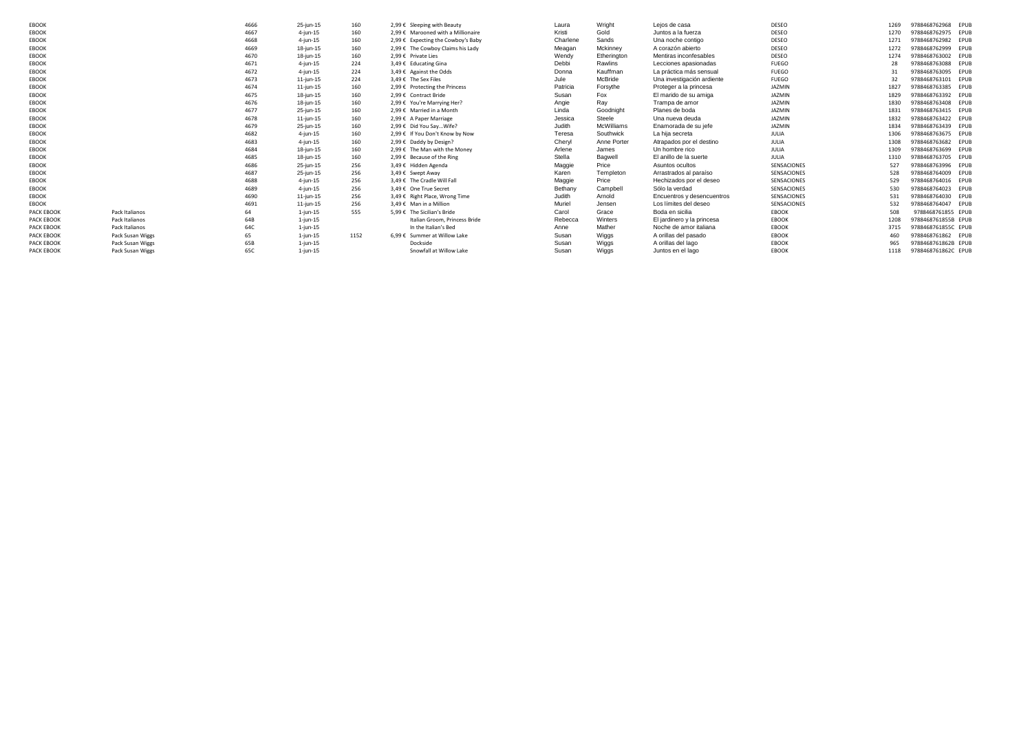| | | | | | | | | | | | | | |
|---|---|---|---|---|---|---|---|---|---|---|---|---|---|
| EBOOK | | 4666 | 25-jun-15 | 160 | 2,99 € | Sleeping with Beauty | Laura | Wright | Lejos de casa | DESEO | 1269 | 9788468762968 | EPUB |
| EBOOK | | 4667 | 4-jun-15 | 160 | 2,99 € | Marooned with a Millionaire | Kristi | Gold | Juntos a la fuerza | DESEO | 1270 | 9788468762975 | EPUB |
| EBOOK | | 4668 | 4-jun-15 | 160 | 2,99 € | Expecting the Cowboy's Baby | Charlene | Sands | Una noche contigo | DESEO | 1271 | 9788468762982 | EPUB |
| EBOOK | | 4669 | 18-jun-15 | 160 | 2,99 € | The Cowboy Claims his Lady | Meagan | Mckinney | A corazón abierto | DESEO | 1272 | 9788468762999 | EPUB |
| EBOOK | | 4670 | 18-jun-15 | 160 | 2,99 € | Private Lies | Wendy | Etherington | Mentiras inconfesables | DESEO | 1274 | 9788468763002 | EPUB |
| EBOOK | | 4671 | 4-jun-15 | 224 | 3,49 € | Educating Gina | Debbi | Rawlins | Lecciones apasionadas | FUEGO | 28 | 9788468763088 | EPUB |
| EBOOK | | 4672 | 4-jun-15 | 224 | 3,49 € | Against the Odds | Donna | Kauffman | La práctica más sensual | FUEGO | 31 | 9788468763095 | EPUB |
| EBOOK | | 4673 | 11-jun-15 | 224 | 3,49 € | The Sex Files | Jule | McBride | Una investigación ardiente | FUEGO | 32 | 9788468763101 | EPUB |
| EBOOK | | 4674 | 11-jun-15 | 160 | 2,99 € | Protecting the Princess | Patricia | Forsythe | Proteger a la princesa | JAZMIN | 1827 | 9788468763385 | EPUB |
| EBOOK | | 4675 | 18-jun-15 | 160 | 2,99 € | Contract Bride | Susan | Fox | El marido de su amiga | JAZMIN | 1829 | 9788468763392 | EPUB |
| EBOOK | | 4676 | 18-jun-15 | 160 | 2,99 € | You're Marrying Her? | Angie | Ray | Trampa de amor | JAZMIN | 1830 | 9788468763408 | EPUB |
| EBOOK | | 4677 | 25-jun-15 | 160 | 2,99 € | Married in a Month | Linda | Goodnight | Planes de boda | JAZMIN | 1831 | 9788468763415 | EPUB |
| EBOOK | | 4678 | 11-jun-15 | 160 | 2,99 € | A Paper Marriage | Jessica | Steele | Una nueva deuda | JAZMIN | 1832 | 9788468763422 | EPUB |
| EBOOK | | 4679 | 25-jun-15 | 160 | 2,99 € | Did You Say...Wife? | Judith | McWilliams | Enamorada de su jefe | JAZMIN | 1834 | 9788468763439 | EPUB |
| EBOOK | | 4682 | 4-jun-15 | 160 | 2,99 € | If You Don't Know by Now | Teresa | Southwick | La hija secreta | JULIA | 1306 | 9788468763675 | EPUB |
| EBOOK | | 4683 | 4-jun-15 | 160 | 2,99 € | Daddy by Design? | Cheryl | Anne Porter | Atrapados por el destino | JULIA | 1308 | 9788468763682 | EPUB |
| EBOOK | | 4684 | 18-jun-15 | 160 | 2,99 € | The Man with the Money | Arlene | James | Un hombre rico | JULIA | 1309 | 9788468763699 | EPUB |
| EBOOK | | 4685 | 18-jun-15 | 160 | 2,99 € | Because of the Ring | Stella | Bagwell | El anillo de la suerte | JULIA | 1310 | 9788468763705 | EPUB |
| EBOOK | | 4686 | 25-jun-15 | 256 | 3,49 € | Hidden Agenda | Maggie | Price | Asuntos ocultos | SENSACIONES | 527 | 9788468763996 | EPUB |
| EBOOK | | 4687 | 25-jun-15 | 256 | 3,49 € | Swept Away | Karen | Templeton | Arrastrados al paraíso | SENSACIONES | 528 | 9788468764009 | EPUB |
| EBOOK | | 4688 | 4-jun-15 | 256 | 3,49 € | The Cradle Will Fall | Maggie | Price | Hechizados por el deseo | SENSACIONES | 529 | 9788468764016 | EPUB |
| EBOOK | | 4689 | 4-jun-15 | 256 | 3,49 € | One True Secret | Bethany | Campbell | Sólo la verdad | SENSACIONES | 530 | 9788468764023 | EPUB |
| EBOOK | | 4690 | 11-jun-15 | 256 | 3,49 € | Right Place, Wrong Time | Judith | Arnold | Encuentros y desencuentros | SENSACIONES | 531 | 9788468764030 | EPUB |
| EBOOK | | 4691 | 11-jun-15 | 256 | 3,49 € | Man in a Million | Muriel | Jensen | Los límites del deseo | SENSACIONES | 532 | 9788468764047 | EPUB |
| PACK EBOOK | Pack Italianos | 64 | 1-jun-15 | 555 | 5,99 € | The Sicilian's Bride | Carol | Grace | Boda en sicilia | EBOOK | 508 | 9788468761855 | EPUB |
| PACK EBOOK | Pack Italianos | 64B | 1-jun-15 | | | Italian Groom, Princess Bride | Rebecca | Winters | El jardinero y la princesa | EBOOK | 1208 | 9788468761855B | EPUB |
| PACK EBOOK | Pack Italianos | 64C | 1-jun-15 | | | In the Italian's Bed | Anne | Mather | Noche de amor italiana | EBOOK | 3715 | 9788468761855C | EPUB |
| PACK EBOOK | Pack Susan Wiggs | 65 | 1-jun-15 | 1152 | 6,99 € | Summer at Willow Lake | Susan | Wiggs | A orillas del pasado | EBOOK | 460 | 9788468761862 | EPUB |
| PACK EBOOK | Pack Susan Wiggs | 65B | 1-jun-15 | | | Dockside | Susan | Wiggs | A orillas del lago | EBOOK | 965 | 9788468761862B | EPUB |
| PACK EBOOK | Pack Susan Wiggs | 65C | 1-jun-15 | | | Snowfall at Willow Lake | Susan | Wiggs | Juntos en el lago | EBOOK | 1118 | 9788468761862C | EPUB |